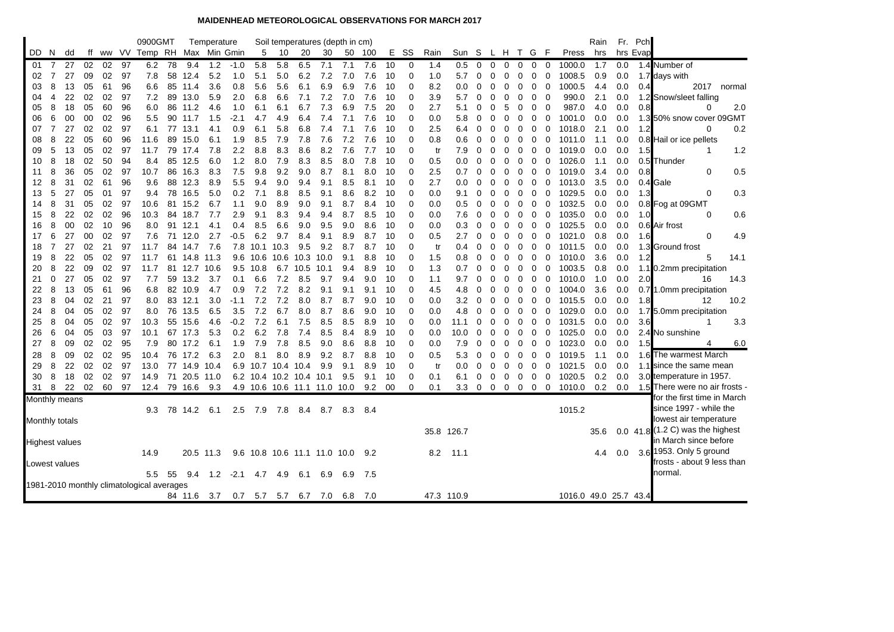# MAIDENHEAD METEOROLOGICAL OBSERVATIONS FOR MARCH 2017

| DD | N | dd | ff | ww | VV | 0900GMT Temp | RH | Temperature Max | Min | Gmin | Soil temperatures (depth in cm) 5 | 10 | 20 | 30 | 50 | 100 | E | SS | Rain | Sun | S | L | H | T | G | F | Press | Rain hrs | Fr. hrs | Pch Evap |
|---|---|---|---|---|---|---|---|---|---|---|---|---|---|---|---|---|---|---|---|---|---|---|---|---|---|---|---|---|---|---|
| 01 | 7 | 27 | 02 | 02 | 97 | 6.2 | 78 | 9.4 | 1.2 | -1.0 | 5.8 | 5.8 | 6.5 | 7.1 | 7.1 | 7.6 | 10 | 0 | 1.4 | 0.5 | 0 | 0 | 0 | 0 | 0 | 0 | 1000.0 | 1.7 | 0.0 | 1.4 |
| 02 | 7 | 27 | 09 | 02 | 97 | 7.8 | 58 | 12.4 | 5.2 | 1.0 | 5.1 | 5.0 | 6.2 | 7.2 | 7.0 | 7.6 | 10 | 0 | 1.0 | 5.7 | 0 | 0 | 0 | 0 | 0 | 0 | 1008.5 | 0.9 | 0.0 | 1.7 |
| 03 | 8 | 13 | 05 | 61 | 96 | 6.6 | 85 | 11.4 | 3.6 | 0.8 | 5.6 | 5.6 | 6.1 | 6.9 | 6.9 | 7.6 | 10 | 0 | 8.2 | 0.0 | 0 | 0 | 0 | 0 | 0 | 0 | 1000.5 | 4.4 | 0.0 | 0.4 |
| 04 | 4 | 22 | 02 | 02 | 97 | 7.2 | 89 | 13.0 | 5.9 | 2.0 | 6.8 | 6.6 | 7.1 | 7.2 | 7.0 | 7.6 | 10 | 0 | 3.9 | 5.7 | 0 | 0 | 0 | 0 | 0 | 0 | 990.0 | 2.1 | 0.0 | 1.2 |
| 05 | 8 | 18 | 05 | 60 | 96 | 6.0 | 86 | 11.2 | 4.6 | 1.0 | 6.1 | 6.1 | 6.7 | 7.3 | 6.9 | 7.5 | 20 | 0 | 2.7 | 5.1 | 0 | 0 | 5 | 0 | 0 | 0 | 987.0 | 4.0 | 0.0 | 0.8 |
| 06 | 6 | 00 | 00 | 02 | 96 | 5.5 | 90 | 11.7 | 1.5 | -2.1 | 4.7 | 4.9 | 6.4 | 7.4 | 7.1 | 7.6 | 10 | 0 | 0.0 | 5.8 | 0 | 0 | 0 | 0 | 0 | 0 | 1001.0 | 0.0 | 0.0 | 1.3 |
| 07 | 7 | 27 | 02 | 02 | 97 | 6.1 | 77 | 13.1 | 4.1 | 0.9 | 6.1 | 5.8 | 6.8 | 7.4 | 7.1 | 7.6 | 10 | 0 | 2.5 | 6.4 | 0 | 0 | 0 | 0 | 0 | 0 | 1018.0 | 2.1 | 0.0 | 1.2 |
| 08 | 8 | 22 | 05 | 60 | 96 | 11.6 | 89 | 15.0 | 6.1 | 1.9 | 8.5 | 7.9 | 7.8 | 7.6 | 7.2 | 7.6 | 10 | 0 | 0.8 | 0.6 | 0 | 0 | 0 | 0 | 0 | 0 | 1011.0 | 1.1 | 0.0 | 0.8 |
| 09 | 5 | 13 | 05 | 02 | 97 | 11.7 | 79 | 17.4 | 7.8 | 2.2 | 8.8 | 8.3 | 8.6 | 8.2 | 7.6 | 7.7 | 10 | 0 | tr | 7.9 | 0 | 0 | 0 | 0 | 0 | 0 | 1019.0 | 0.0 | 0.0 | 1.5 |
| 10 | 8 | 18 | 02 | 50 | 94 | 8.4 | 85 | 12.5 | 6.0 | 1.2 | 8.0 | 7.9 | 8.3 | 8.5 | 8.0 | 7.8 | 10 | 0 | 0.5 | 0.0 | 0 | 0 | 0 | 0 | 0 | 0 | 1026.0 | 1.1 | 0.0 | 0.5 |
| 11 | 8 | 36 | 05 | 02 | 97 | 10.7 | 86 | 16.3 | 8.3 | 7.5 | 9.8 | 9.2 | 9.0 | 8.7 | 8.1 | 8.0 | 10 | 0 | 2.5 | 0.7 | 0 | 0 | 0 | 0 | 0 | 0 | 1019.0 | 3.4 | 0.0 | 0.8 |
| 12 | 8 | 31 | 02 | 61 | 96 | 9.6 | 88 | 12.3 | 8.9 | 5.5 | 9.4 | 9.0 | 9.4 | 9.1 | 8.5 | 8.1 | 10 | 0 | 2.7 | 0.0 | 0 | 0 | 0 | 0 | 0 | 0 | 1013.0 | 3.5 | 0.0 | 0.4 |
| 13 | 5 | 27 | 05 | 01 | 97 | 9.4 | 78 | 16.5 | 5.0 | 0.2 | 7.1 | 8.8 | 8.5 | 9.1 | 8.6 | 8.2 | 10 | 0 | 0.0 | 9.1 | 0 | 0 | 0 | 0 | 0 | 0 | 1029.5 | 0.0 | 0.0 | 1.3 |
| 14 | 8 | 31 | 05 | 02 | 97 | 10.6 | 81 | 15.2 | 6.7 | 1.1 | 9.0 | 8.9 | 9.0 | 9.1 | 8.7 | 8.4 | 10 | 0 | 0.0 | 0.5 | 0 | 0 | 0 | 0 | 0 | 0 | 1032.5 | 0.0 | 0.0 | 0.8 |
| 15 | 8 | 22 | 02 | 02 | 96 | 10.3 | 84 | 18.7 | 7.7 | 2.9 | 9.1 | 8.3 | 9.4 | 9.4 | 8.7 | 8.5 | 10 | 0 | 0.0 | 7.6 | 0 | 0 | 0 | 0 | 0 | 0 | 1035.0 | 0.0 | 0.0 | 1.0 |
| 16 | 8 | 00 | 02 | 10 | 96 | 8.0 | 91 | 12.1 | 4.1 | 0.4 | 8.5 | 6.6 | 9.0 | 9.5 | 9.0 | 8.6 | 10 | 0 | 0.0 | 0.3 | 0 | 0 | 0 | 0 | 0 | 0 | 1025.5 | 0.0 | 0.0 | 0.6 |
| 17 | 6 | 27 | 00 | 02 | 97 | 7.6 | 71 | 12.0 | 2.7 | -0.5 | 6.2 | 9.7 | 8.4 | 9.1 | 8.9 | 8.7 | 10 | 0 | 0.5 | 2.7 | 0 | 0 | 0 | 0 | 0 | 0 | 1021.0 | 0.8 | 0.0 | 1.6 |
| 18 | 7 | 27 | 02 | 21 | 97 | 11.7 | 84 | 14.7 | 7.6 | 7.8 | 10.1 | 10.3 | 9.5 | 9.2 | 8.7 | 8.7 | 10 | 0 | tr | 0.4 | 0 | 0 | 0 | 0 | 0 | 0 | 1011.5 | 0.0 | 0.0 | 1.3 |
| 19 | 8 | 22 | 05 | 02 | 97 | 11.7 | 61 | 14.8 | 11.3 | 9.6 | 10.6 | 10.6 | 10.3 | 10.0 | 9.1 | 8.8 | 10 | 0 | 1.5 | 0.8 | 0 | 0 | 0 | 0 | 0 | 0 | 1010.0 | 3.6 | 0.0 | 1.2 |
| 20 | 8 | 22 | 09 | 02 | 97 | 11.7 | 81 | 12.7 | 10.6 | 9.5 | 10.8 | 6.7 | 10.5 | 10.1 | 9.4 | 8.9 | 10 | 0 | 1.3 | 0.7 | 0 | 0 | 0 | 0 | 0 | 0 | 1003.5 | 0.8 | 0.0 | 1.1 |
| 21 | 0 | 27 | 05 | 02 | 97 | 7.7 | 59 | 13.2 | 3.7 | 0.1 | 6.6 | 7.2 | 8.5 | 9.7 | 9.4 | 9.0 | 10 | 0 | 1.1 | 9.7 | 0 | 0 | 0 | 0 | 0 | 0 | 1010.0 | 1.0 | 0.0 | 2.0 |
| 22 | 8 | 13 | 05 | 61 | 96 | 6.8 | 82 | 10.9 | 4.7 | 0.9 | 7.2 | 7.2 | 8.2 | 9.1 | 9.1 | 9.1 | 10 | 0 | 4.5 | 4.8 | 0 | 0 | 0 | 0 | 0 | 0 | 1004.0 | 3.6 | 0.0 | 0.7 |
| 23 | 8 | 04 | 02 | 21 | 97 | 8.0 | 83 | 12.1 | 3.0 | -1.1 | 7.2 | 7.2 | 8.0 | 8.7 | 8.7 | 9.0 | 10 | 0 | 0.0 | 3.2 | 0 | 0 | 0 | 0 | 0 | 0 | 1015.5 | 0.0 | 0.0 | 1.8 |
| 24 | 8 | 04 | 05 | 02 | 97 | 8.0 | 76 | 13.5 | 6.5 | 3.5 | 7.2 | 6.7 | 8.0 | 8.7 | 8.6 | 9.0 | 10 | 0 | 0.0 | 4.8 | 0 | 0 | 0 | 0 | 0 | 0 | 1029.0 | 0.0 | 0.0 | 1.7 |
| 25 | 8 | 04 | 05 | 02 | 97 | 10.3 | 55 | 15.6 | 4.6 | -0.2 | 7.2 | 6.1 | 7.5 | 8.5 | 8.5 | 8.9 | 10 | 0 | 0.0 | 11.1 | 0 | 0 | 0 | 0 | 0 | 0 | 1031.5 | 0.0 | 0.0 | 3.6 |
| 26 | 6 | 04 | 05 | 03 | 97 | 10.1 | 67 | 17.3 | 5.3 | 0.2 | 6.2 | 7.8 | 7.4 | 8.5 | 8.4 | 8.9 | 10 | 0 | 0.0 | 10.0 | 0 | 0 | 0 | 0 | 0 | 0 | 1025.0 | 0.0 | 0.0 | 2.4 |
| 27 | 8 | 09 | 02 | 02 | 95 | 7.9 | 80 | 17.2 | 6.1 | 1.9 | 7.9 | 7.8 | 8.5 | 9.0 | 8.6 | 8.8 | 10 | 0 | 0.0 | 7.9 | 0 | 0 | 0 | 0 | 0 | 0 | 1023.0 | 0.0 | 0.0 | 1.5 |
| 28 | 8 | 09 | 02 | 02 | 95 | 10.4 | 76 | 17.2 | 6.3 | 2.0 | 8.1 | 8.0 | 8.9 | 9.2 | 8.7 | 8.8 | 10 | 0 | 0.5 | 5.3 | 0 | 0 | 0 | 0 | 0 | 0 | 1019.5 | 1.1 | 0.0 | 1.6 |
| 29 | 8 | 22 | 02 | 02 | 97 | 13.0 | 77 | 14.9 | 10.4 | 6.9 | 10.7 | 10.4 | 10.4 | 9.9 | 9.1 | 8.9 | 10 | 0 | tr | 0.0 | 0 | 0 | 0 | 0 | 0 | 0 | 1021.5 | 0.0 | 0.0 | 1.1 |
| 30 | 8 | 18 | 02 | 02 | 97 | 14.9 | 71 | 20.5 | 11.0 | 6.2 | 10.4 | 10.2 | 10.4 | 10.1 | 9.5 | 9.1 | 10 | 0 | 0.1 | 6.1 | 0 | 0 | 0 | 0 | 0 | 0 | 1020.5 | 0.2 | 0.0 | 3.0 |
| 31 | 8 | 22 | 02 | 60 | 97 | 12.4 | 79 | 16.6 | 9.3 | 4.9 | 10.6 | 10.6 | 11.1 | 11.0 | 10.0 | 9.2 | 00 | 0 | 0.1 | 3.3 | 0 | 0 | 0 | 0 | 0 | 0 | 1010.0 | 0.2 | 0.0 | 1.5 |
| **Monthly means** | | | | | | 9.3 | 78 | 14.2 | 6.1 | 2.5 | 7.9 | 7.8 | 8.4 | 8.7 | 8.3 | 8.4 | | | | | | | | | | | 1015.2 | | | |
| **Monthly totals** | | | | | | | | | | | | | | | | | | | 35.8 | 126.7 | | | | | | | | 35.6 | 0.0 | 41.8 |
| **Highest values** | | | | | | 14.9 | | 20.5 | 11.3 | 9.6 | 10.8 | 10.6 | 11.1 | 11.0 | 10.0 | 9.2 | | | 8.2 | 11.1 | | | | | | | | 4.4 | 0.0 | 3.6 |
| **Lowest values** | | | | | | 5.5 | 55 | 9.4 | 1.2 | -2.1 | 4.7 | 4.9 | 6.1 | 6.9 | 6.9 | 7.5 | | | | | | | | | | | | | | |
| **1981-2010 monthly climatological averages** | | | | | | | 84 | 11.6 | 3.7 | 0.7 | 5.7 | 5.7 | 6.7 | 7.0 | 6.8 | 7.0 | | | 47.3 | 110.9 | | | | | | | 1016.0 | 49.0 | 25.7 | 43.4 |

| Number of days with | 2017 | normal |
|---|---|---|
| Snow/sleet falling | 0 | 2.0 |
| 50% snow cover 09GMT | 0 | 0.2 |
| Hail or ice pellets | 1 | 1.2 |
| Thunder | 0 | 0.5 |
| Gale | 0 | 0.3 |
| Fog at 09GMT | 0 | 0.6 |
| Air frost | 0 | 4.9 |
| Ground frost | 5 | 14.1 |
| 0.2mm precipitation | 16 | 14.3 |
| 1.0mm precipitation | 12 | 10.2 |
| 5.0mm precipitation | 1 | 3.3 |
| No sunshine | 4 | 6.0 |

The warmest March since the same mean temperature in 1957. There were no air frosts - for the first time in March since 1997 - while the lowest air temperature (1.2 C) was the highest in March since before 1953. Only 5 ground frosts - about 9 less than normal.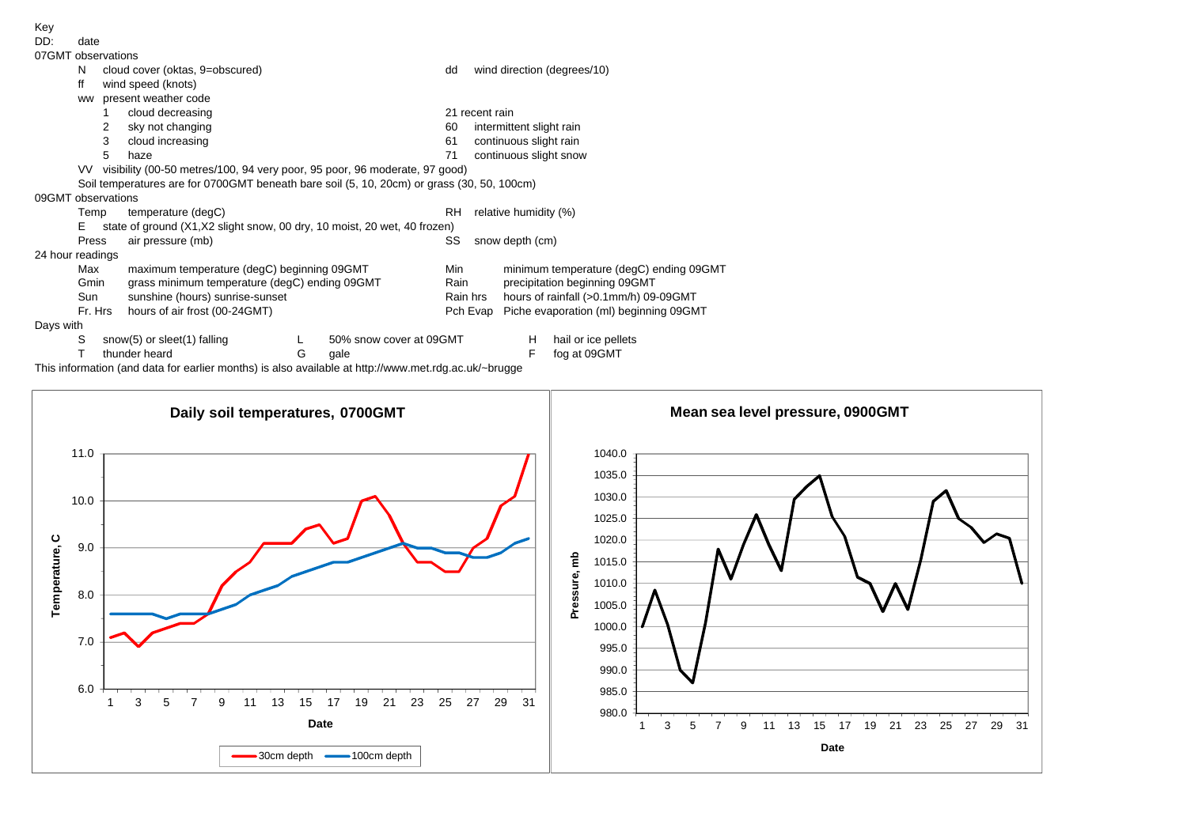Key

DD: date

07GMT observations

- N cloud cover (oktas, 9=obscured)
- dd wind direction (degrees/10)
- ff wind speed (knots)
- ww present weather code
  - 1 cloud decreasing
  - 2 sky not changing
  - 3 cloud increasing
  - 5 haze
  - 21 recent rain
  - 60 intermittent slight rain
  - 61 continuous slight rain
  - 71 continuous slight snow
- VV visibility (00-50 metres/100, 94 very poor, 95 poor, 96 moderate, 97 good)
- Soil temperatures are for 0700GMT beneath bare soil (5, 10, 20cm) or grass (30, 50, 100cm)

09GMT observations

- Temp temperature (degC)
- RH relative humidity (%)
- E state of ground (X1,X2 slight snow, 00 dry, 10 moist, 20 wet, 40 frozen)
- Press air pressure (mb)
- SS snow depth (cm)

24 hour readings

- Max maximum temperature (degC) beginning 09GMT
- Min minimum temperature (degC) ending 09GMT
- Gmin grass minimum temperature (degC) ending 09GMT
- Rain precipitation beginning 09GMT
- Sun sunshine (hours) sunrise-sunset
- Rain hrs hours of rainfall (>0.1mm/h) 09-09GMT
- Fr. Hrs hours of air frost (00-24GMT)
- Pch Evap Piche evaporation (ml) beginning 09GMT

Days with

- S snow(5) or sleet(1) falling
- L 50% snow cover at 09GMT
- H hail or ice pellets
- T thunder heard
- G gale
- F fog at 09GMT

This information (and data for earlier months) is also available at http://www.met.rdg.ac.uk/~brugge

**Daily soil temperatures, 0700GMT**

(Chart: Temperature, C vs Date; 30cm depth, 100cm depth)

**Mean sea level pressure, 0900GMT**

(Chart: Pressure, mb vs Date)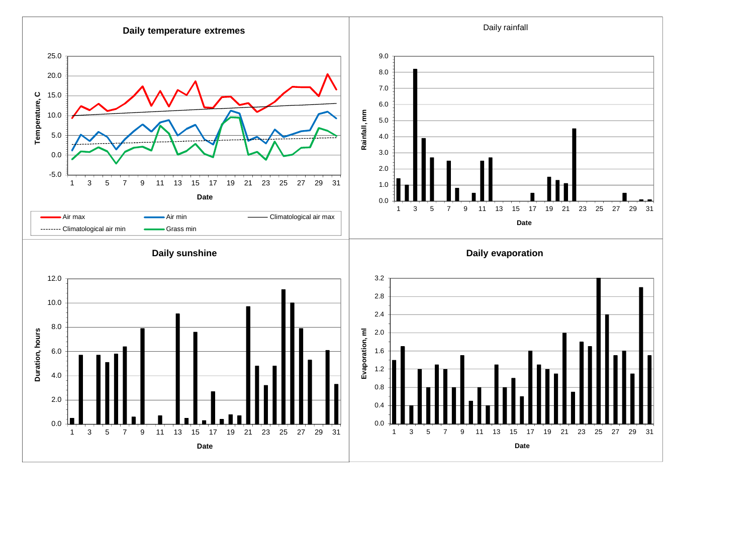**Daily temperature extremes**

Temperature, C

25.0
20.0
15.0
10.0
5.0
0.0
-5.0

1 3 5 7 9 11 13 15 17 19 21 23 25 27 29 31

Date

Air max
Air min
Climatological air max
Climatological air min
Grass min

Daily rainfall

Rainfall, mm

9.0
8.0
7.0
6.0
5.0
4.0
3.0
2.0
1.0
0.0

1 3 5 7 9 11 13 15 17 19 21 23 25 27 29 31

Date

**Daily sunshine**

Duration, hours

12.0
10.0
8.0
6.0
4.0
2.0
0.0

1 3 5 7 9 11 13 15 17 19 21 23 25 27 29 31

Date

**Daily evaporation**

Evaporation, ml

3.2
2.8
2.4
2.0
1.6
1.2
0.8
0.4
0.0

1 3 5 7 9 11 13 15 17 19 21 23 25 27 29 31

Date